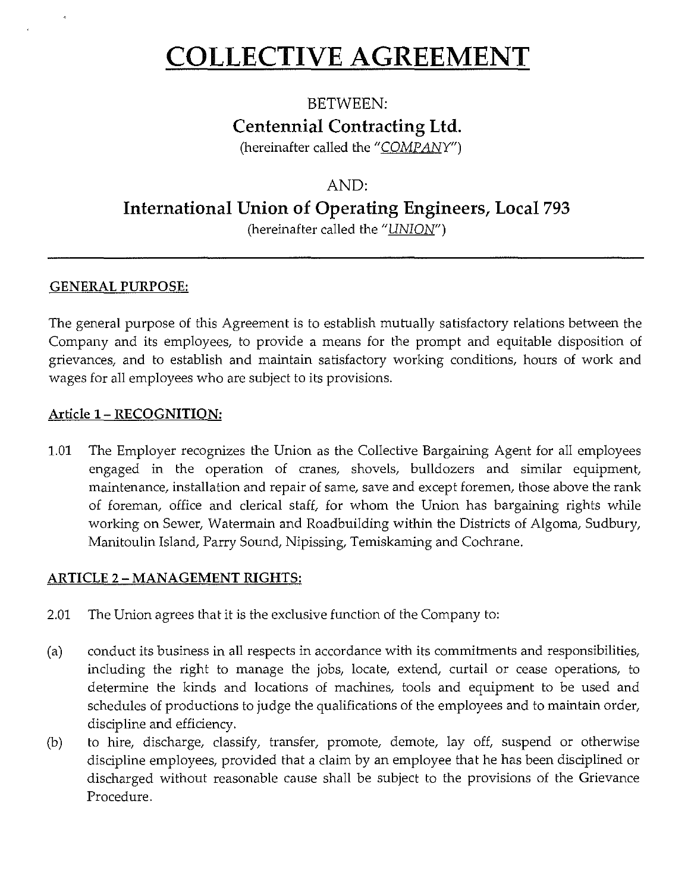# COLLECTIVE AGREEMENT

BETWEEN:

**Centennial Contracting Ltd.**

(hereinafter called the "*COMPANY*")

AND:

**International Union of Operating Engineers, Local 793**

(hereinafter called the "*UNION*")

---

## GENERAL PURPOSE:

The general purpose of this Agreement is to establish mutually satisfactory relations between the Company and its employees, to provide a means for the prompt and equitable disposition of grievances, and to establish and maintain satisfactory working conditions, hours of work and wages for all employees who are subject to its provisions.

## Article 1 – RECOGNITION:

1.01 The Employer recognizes the Union as the Collective Bargaining Agent for all employees engaged in the operation of cranes, shovels, bulldozers and similar equipment, maintenance, installation and repair of same, save and except foremen, those above the rank of foreman, office and clerical staff, for whom the Union has bargaining rights while working on Sewer, Watermain and Roadbuilding within the Districts of Algoma, Sudbury, Manitoulin Island, Parry Sound, Nipissing, Temiskaming and Cochrane.

## ARTICLE 2 – MANAGEMENT RIGHTS:

2.01 The Union agrees that it is the exclusive function of the Company to:

(a) conduct its business in all respects in accordance with its commitments and responsibilities, including the right to manage the jobs, locate, extend, curtail or cease operations, to determine the kinds and locations of machines, tools and equipment to be used and schedules of productions to judge the qualifications of the employees and to maintain order, discipline and efficiency.

(b) to hire, discharge, classify, transfer, promote, demote, lay off, suspend or otherwise discipline employees, provided that a claim by an employee that he has been disciplined or discharged without reasonable cause shall be subject to the provisions of the Grievance Procedure.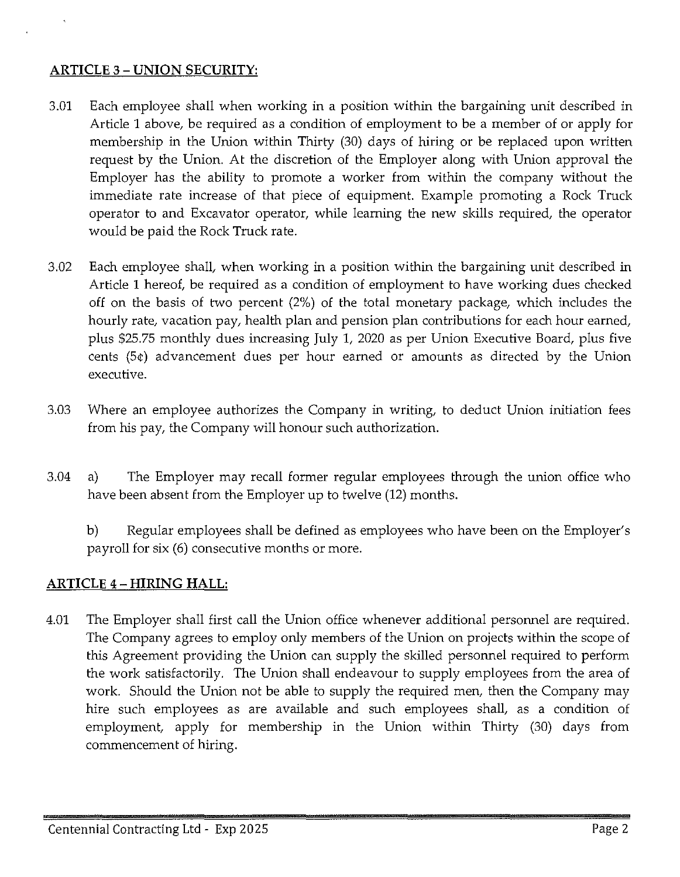## ARTICLE 3 – UNION SECURITY:

3.01 Each employee shall when working in a position within the bargaining unit described in Article 1 above, be required as a condition of employment to be a member of or apply for membership in the Union within Thirty (30) days of hiring or be replaced upon written request by the Union. At the discretion of the Employer along with Union approval the Employer has the ability to promote a worker from within the company without the immediate rate increase of that piece of equipment. Example promoting a Rock Truck operator to and Excavator operator, while learning the new skills required, the operator would be paid the Rock Truck rate.

3.02 Each employee shall, when working in a position within the bargaining unit described in Article 1 hereof, be required as a condition of employment to have working dues checked off on the basis of two percent (2%) of the total monetary package, which includes the hourly rate, vacation pay, health plan and pension plan contributions for each hour earned, plus $25.75 monthly dues increasing July 1, 2020 as per Union Executive Board, plus five cents (5¢) advancement dues per hour earned or amounts as directed by the Union executive.

3.03 Where an employee authorizes the Company in writing, to deduct Union initiation fees from his pay, the Company will honour such authorization.

3.04 a) The Employer may recall former regular employees through the union office who have been absent from the Employer up to twelve (12) months.

b) Regular employees shall be defined as employees who have been on the Employer's payroll for six (6) consecutive months or more.

## ARTICLE 4 – HIRING HALL:

4.01 The Employer shall first call the Union office whenever additional personnel are required. The Company agrees to employ only members of the Union on projects within the scope of this Agreement providing the Union can supply the skilled personnel required to perform the work satisfactorily. The Union shall endeavour to supply employees from the area of work. Should the Union not be able to supply the required men, then the Company may hire such employees as are available and such employees shall, as a condition of employment, apply for membership in the Union within Thirty (30) days from commencement of hiring.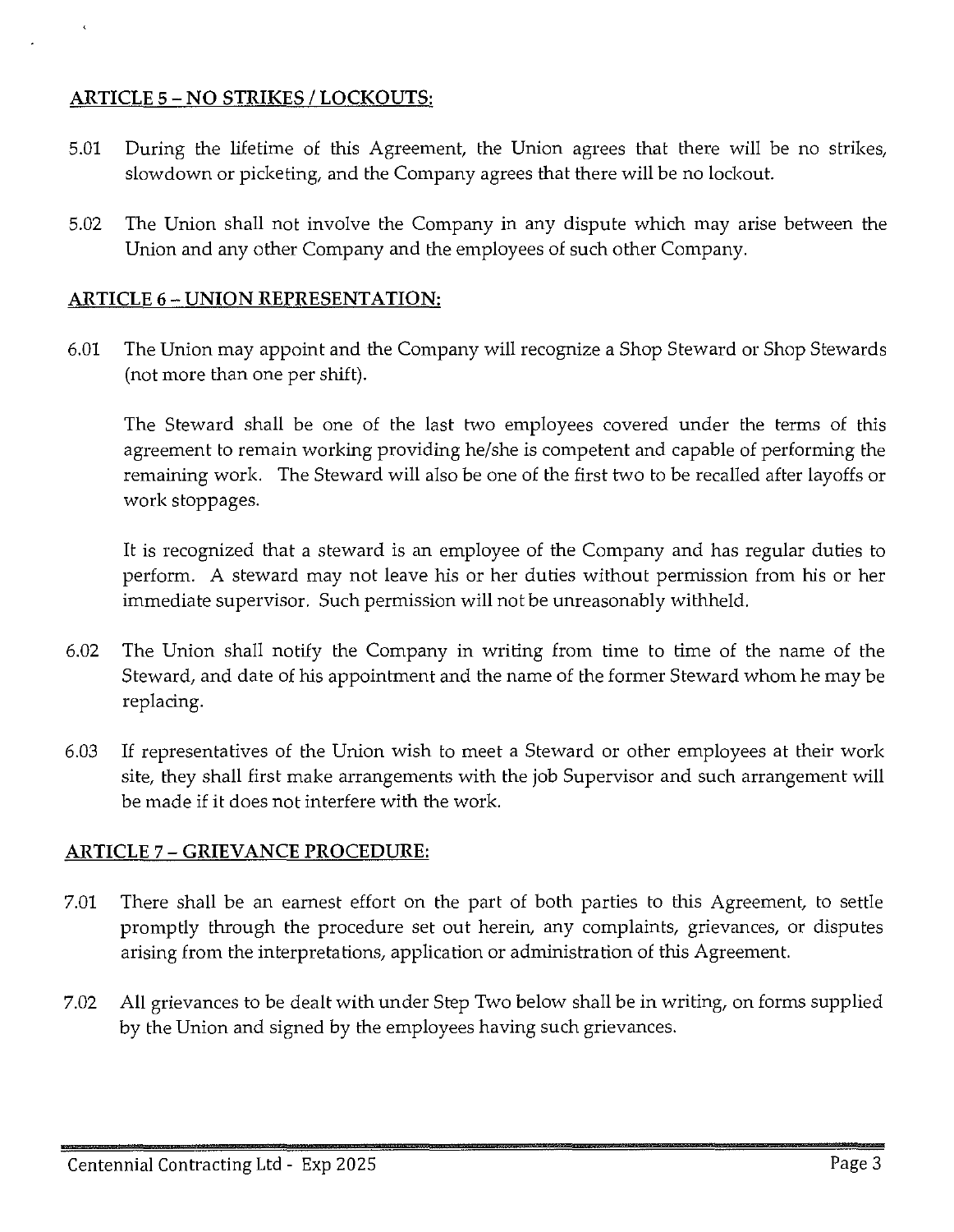## ARTICLE 5 – NO STRIKES / LOCKOUTS:

5.01 During the lifetime of this Agreement, the Union agrees that there will be no strikes, slowdown or picketing, and the Company agrees that there will be no lockout.

5.02 The Union shall not involve the Company in any dispute which may arise between the Union and any other Company and the employees of such other Company.

## ARTICLE 6 – UNION REPRESENTATION:

6.01 The Union may appoint and the Company will recognize a Shop Steward or Shop Stewards (not more than one per shift).

The Steward shall be one of the last two employees covered under the terms of this agreement to remain working providing he/she is competent and capable of performing the remaining work. The Steward will also be one of the first two to be recalled after layoffs or work stoppages.

It is recognized that a steward is an employee of the Company and has regular duties to perform. A steward may not leave his or her duties without permission from his or her immediate supervisor. Such permission will not be unreasonably withheld.

6.02 The Union shall notify the Company in writing from time to time of the name of the Steward, and date of his appointment and the name of the former Steward whom he may be replacing.

6.03 If representatives of the Union wish to meet a Steward or other employees at their work site, they shall first make arrangements with the job Supervisor and such arrangement will be made if it does not interfere with the work.

## ARTICLE 7 – GRIEVANCE PROCEDURE:

7.01 There shall be an earnest effort on the part of both parties to this Agreement, to settle promptly through the procedure set out herein, any complaints, grievances, or disputes arising from the interpretations, application or administration of this Agreement.

7.02 All grievances to be dealt with under Step Two below shall be in writing, on forms supplied by the Union and signed by the employees having such grievances.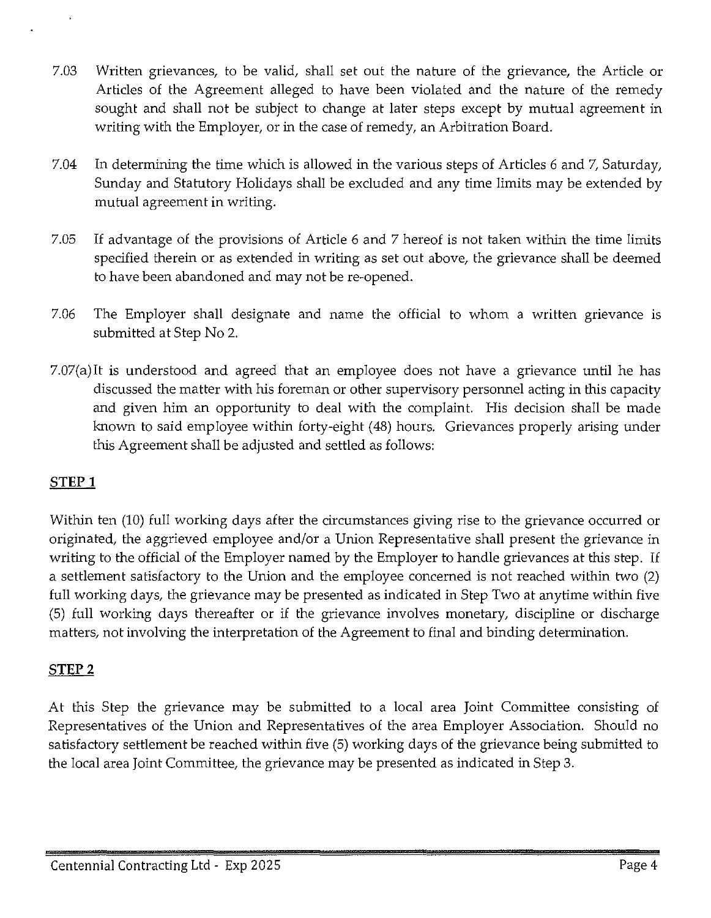7.03 Written grievances, to be valid, shall set out the nature of the grievance, the Article or Articles of the Agreement alleged to have been violated and the nature of the remedy sought and shall not be subject to change at later steps except by mutual agreement in writing with the Employer, or in the case of remedy, an Arbitration Board.

7.04 In determining the time which is allowed in the various steps of Articles 6 and 7, Saturday, Sunday and Statutory Holidays shall be excluded and any time limits may be extended by mutual agreement in writing.

7.05 If advantage of the provisions of Article 6 and 7 hereof is not taken within the time limits specified therein or as extended in writing as set out above, the grievance shall be deemed to have been abandoned and may not be re-opened.

7.06 The Employer shall designate and name the official to whom a written grievance is submitted at Step No 2.

7.07(a) It is understood and agreed that an employee does not have a grievance until he has discussed the matter with his foreman or other supervisory personnel acting in this capacity and given him an opportunity to deal with the complaint. His decision shall be made known to said employee within forty-eight (48) hours. Grievances properly arising under this Agreement shall be adjusted and settled as follows:

**STEP 1**

Within ten (10) full working days after the circumstances giving rise to the grievance occurred or originated, the aggrieved employee and/or a Union Representative shall present the grievance in writing to the official of the Employer named by the Employer to handle grievances at this step. If a settlement satisfactory to the Union and the employee concerned is not reached within two (2) full working days, the grievance may be presented as indicated in Step Two at anytime within five (5) full working days thereafter or if the grievance involves monetary, discipline or discharge matters, not involving the interpretation of the Agreement to final and binding determination.

**STEP 2**

At this Step the grievance may be submitted to a local area Joint Committee consisting of Representatives of the Union and Representatives of the area Employer Association. Should no satisfactory settlement be reached within five (5) working days of the grievance being submitted to the local area Joint Committee, the grievance may be presented as indicated in Step 3.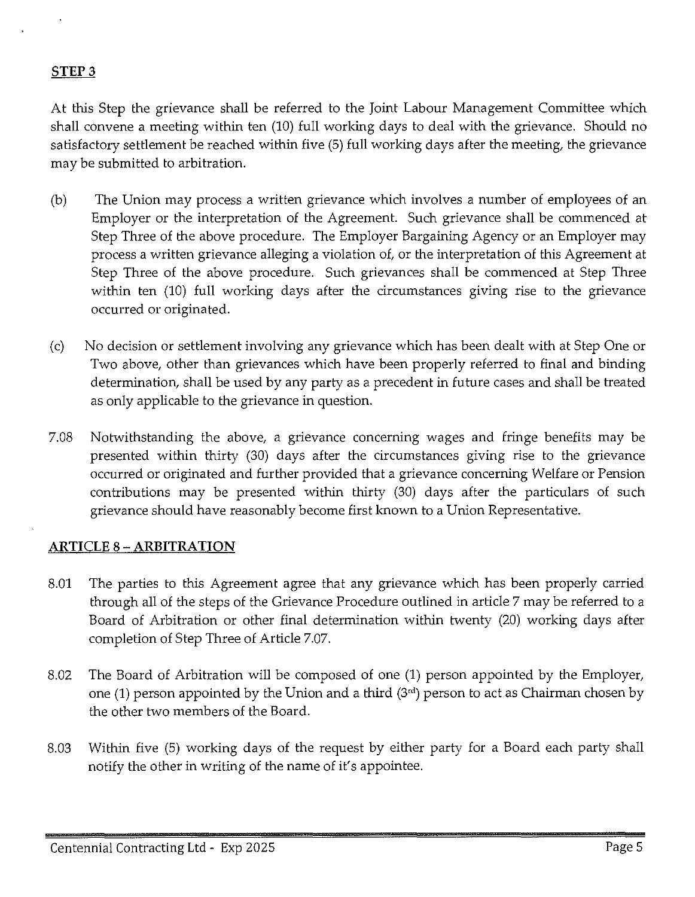**STEP 3**

At this Step the grievance shall be referred to the Joint Labour Management Committee which shall convene a meeting within ten (10) full working days to deal with the grievance. Should no satisfactory settlement be reached within five (5) full working days after the meeting, the grievance may be submitted to arbitration.

(b) The Union may process a written grievance which involves a number of employees of an Employer or the interpretation of the Agreement. Such grievance shall be commenced at Step Three of the above procedure. The Employer Bargaining Agency or an Employer may process a written grievance alleging a violation of, or the interpretation of this Agreement at Step Three of the above procedure. Such grievances shall be commenced at Step Three within ten (10) full working days after the circumstances giving rise to the grievance occurred or originated.

(c) No decision or settlement involving any grievance which has been dealt with at Step One or Two above, other than grievances which have been properly referred to final and binding determination, shall be used by any party as a precedent in future cases and shall be treated as only applicable to the grievance in question.

7.08 Notwithstanding the above, a grievance concerning wages and fringe benefits may be presented within thirty (30) days after the circumstances giving rise to the grievance occurred or originated and further provided that a grievance concerning Welfare or Pension contributions may be presented within thirty (30) days after the particulars of such grievance should have reasonably become first known to a Union Representative.

## ARTICLE 8 – ARBITRATION

8.01 The parties to this Agreement agree that any grievance which has been properly carried through all of the steps of the Grievance Procedure outlined in article 7 may be referred to a Board of Arbitration or other final determination within twenty (20) working days after completion of Step Three of Article 7.07.

8.02 The Board of Arbitration will be composed of one (1) person appointed by the Employer, one (1) person appointed by the Union and a third (3rd) person to act as Chairman chosen by the other two members of the Board.

8.03 Within five (5) working days of the request by either party for a Board each party shall notify the other in writing of the name of it's appointee.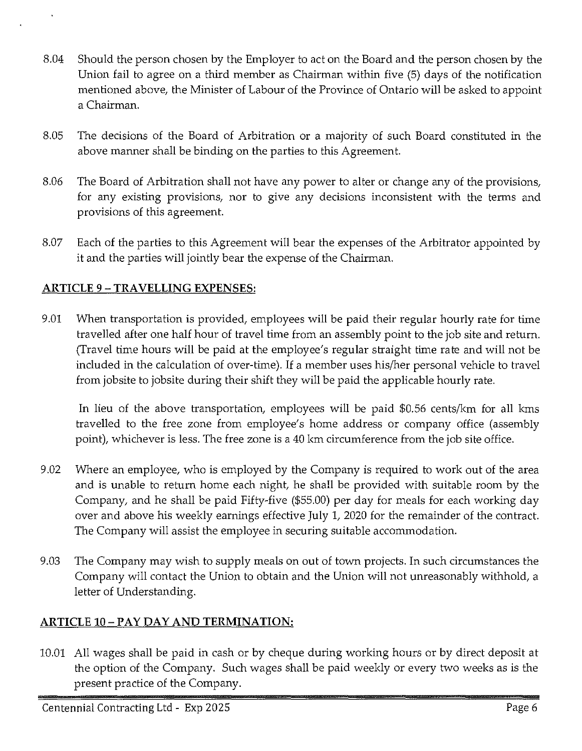8.04 Should the person chosen by the Employer to act on the Board and the person chosen by the Union fail to agree on a third member as Chairman within five (5) days of the notification mentioned above, the Minister of Labour of the Province of Ontario will be asked to appoint a Chairman.

8.05 The decisions of the Board of Arbitration or a majority of such Board constituted in the above manner shall be binding on the parties to this Agreement.

8.06 The Board of Arbitration shall not have any power to alter or change any of the provisions, for any existing provisions, nor to give any decisions inconsistent with the terms and provisions of this agreement.

8.07 Each of the parties to this Agreement will bear the expenses of the Arbitrator appointed by it and the parties will jointly bear the expense of the Chairman.

## ARTICLE 9 – TRAVELLING EXPENSES:

9.01 When transportation is provided, employees will be paid their regular hourly rate for time travelled after one half hour of travel time from an assembly point to the job site and return. (Travel time hours will be paid at the employee's regular straight time rate and will not be included in the calculation of over-time). If a member uses his/her personal vehicle to travel from jobsite to jobsite during their shift they will be paid the applicable hourly rate.

In lieu of the above transportation, employees will be paid $0.56 cents/km for all kms travelled to the free zone from employee's home address or company office (assembly point), whichever is less. The free zone is a 40 km circumference from the job site office.

9.02 Where an employee, who is employed by the Company is required to work out of the area and is unable to return home each night, he shall be provided with suitable room by the Company, and he shall be paid Fifty-five ($55.00) per day for meals for each working day over and above his weekly earnings effective July 1, 2020 for the remainder of the contract. The Company will assist the employee in securing suitable accommodation.

9.03 The Company may wish to supply meals on out of town projects. In such circumstances the Company will contact the Union to obtain and the Union will not unreasonably withhold, a letter of Understanding.

## ARTICLE 10 – PAY DAY AND TERMINATION:

10.01 All wages shall be paid in cash or by cheque during working hours or by direct deposit at the option of the Company. Such wages shall be paid weekly or every two weeks as is the present practice of the Company.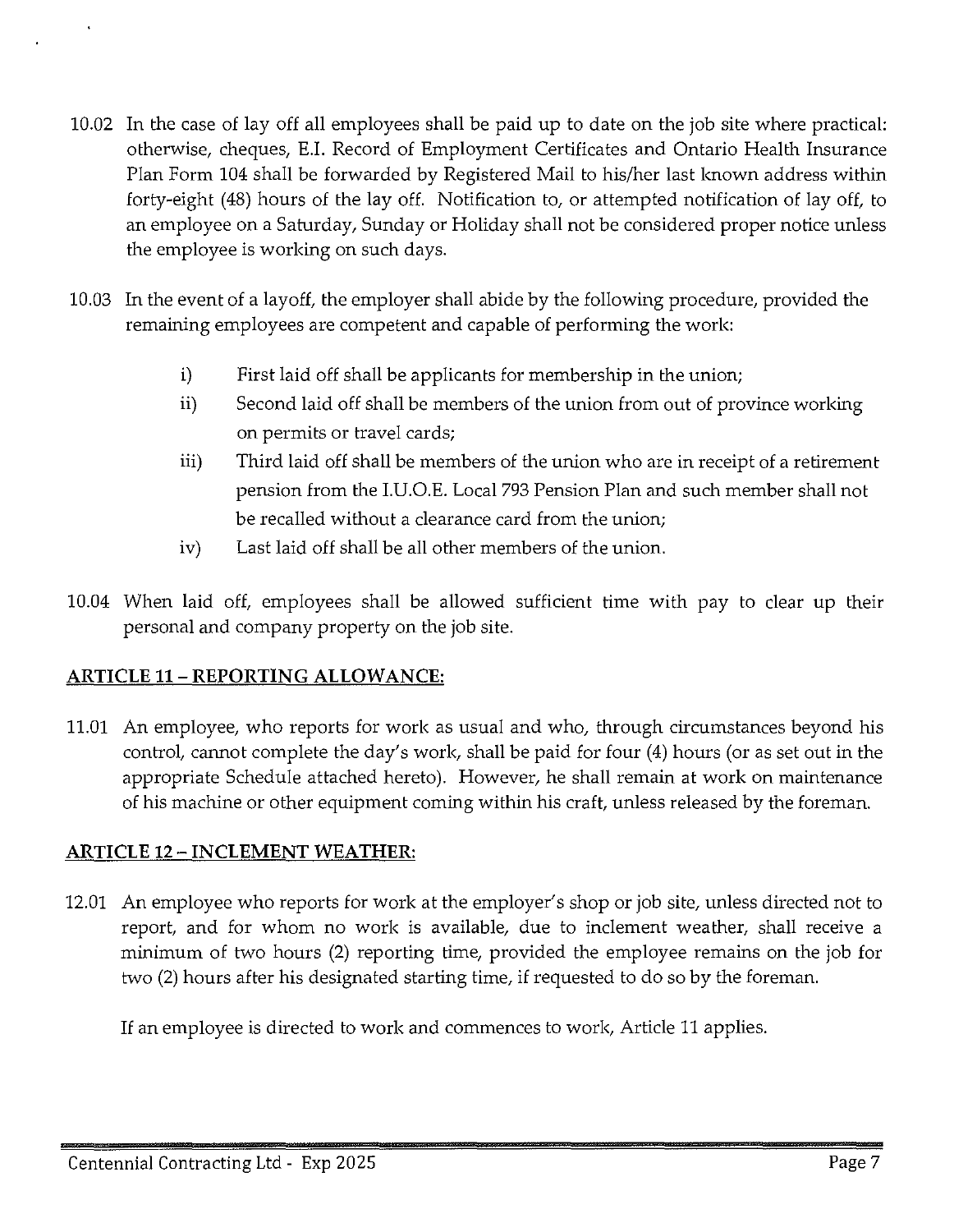10.02 In the case of lay off all employees shall be paid up to date on the job site where practical: otherwise, cheques, E.I. Record of Employment Certificates and Ontario Health Insurance Plan Form 104 shall be forwarded by Registered Mail to his/her last known address within forty-eight (48) hours of the lay off. Notification to, or attempted notification of lay off, to an employee on a Saturday, Sunday or Holiday shall not be considered proper notice unless the employee is working on such days.

10.03 In the event of a layoff, the employer shall abide by the following procedure, provided the remaining employees are competent and capable of performing the work:

- i) First laid off shall be applicants for membership in the union;
- ii) Second laid off shall be members of the union from out of province working on permits or travel cards;
- iii) Third laid off shall be members of the union who are in receipt of a retirement pension from the I.U.O.E. Local 793 Pension Plan and such member shall not be recalled without a clearance card from the union;
- iv) Last laid off shall be all other members of the union.

10.04 When laid off, employees shall be allowed sufficient time with pay to clear up their personal and company property on the job site.

## ARTICLE 11 – REPORTING ALLOWANCE:

11.01 An employee, who reports for work as usual and who, through circumstances beyond his control, cannot complete the day's work, shall be paid for four (4) hours (or as set out in the appropriate Schedule attached hereto). However, he shall remain at work on maintenance of his machine or other equipment coming within his craft, unless released by the foreman.

## ARTICLE 12 – INCLEMENT WEATHER:

12.01 An employee who reports for work at the employer's shop or job site, unless directed not to report, and for whom no work is available, due to inclement weather, shall receive a minimum of two hours (2) reporting time, provided the employee remains on the job for two (2) hours after his designated starting time, if requested to do so by the foreman.

If an employee is directed to work and commences to work, Article 11 applies.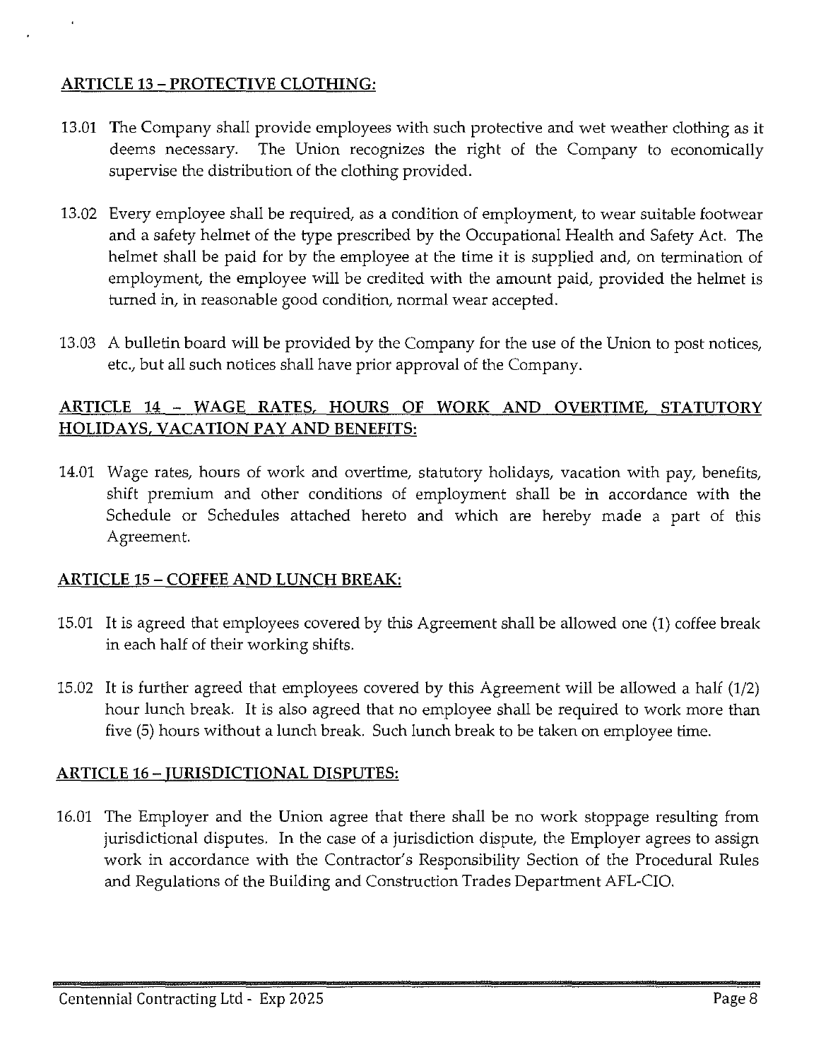## ARTICLE 13 – PROTECTIVE CLOTHING:

13.01 The Company shall provide employees with such protective and wet weather clothing as it deems necessary. The Union recognizes the right of the Company to economically supervise the distribution of the clothing provided.

13.02 Every employee shall be required, as a condition of employment, to wear suitable footwear and a safety helmet of the type prescribed by the Occupational Health and Safety Act. The helmet shall be paid for by the employee at the time it is supplied and, on termination of employment, the employee will be credited with the amount paid, provided the helmet is turned in, in reasonable good condition, normal wear accepted.

13.03 A bulletin board will be provided by the Company for the use of the Union to post notices, etc., but all such notices shall have prior approval of the Company.

## ARTICLE 14 – WAGE RATES, HOURS OF WORK AND OVERTIME, STATUTORY HOLIDAYS, VACATION PAY AND BENEFITS:

14.01 Wage rates, hours of work and overtime, statutory holidays, vacation with pay, benefits, shift premium and other conditions of employment shall be in accordance with the Schedule or Schedules attached hereto and which are hereby made a part of this Agreement.

## ARTICLE 15 – COFFEE AND LUNCH BREAK:

15.01 It is agreed that employees covered by this Agreement shall be allowed one (1) coffee break in each half of their working shifts.

15.02 It is further agreed that employees covered by this Agreement will be allowed a half (1/2) hour lunch break. It is also agreed that no employee shall be required to work more than five (5) hours without a lunch break. Such lunch break to be taken on employee time.

## ARTICLE 16 – JURISDICTIONAL DISPUTES:

16.01 The Employer and the Union agree that there shall be no work stoppage resulting from jurisdictional disputes. In the case of a jurisdiction dispute, the Employer agrees to assign work in accordance with the Contractor's Responsibility Section of the Procedural Rules and Regulations of the Building and Construction Trades Department AFL-CIO.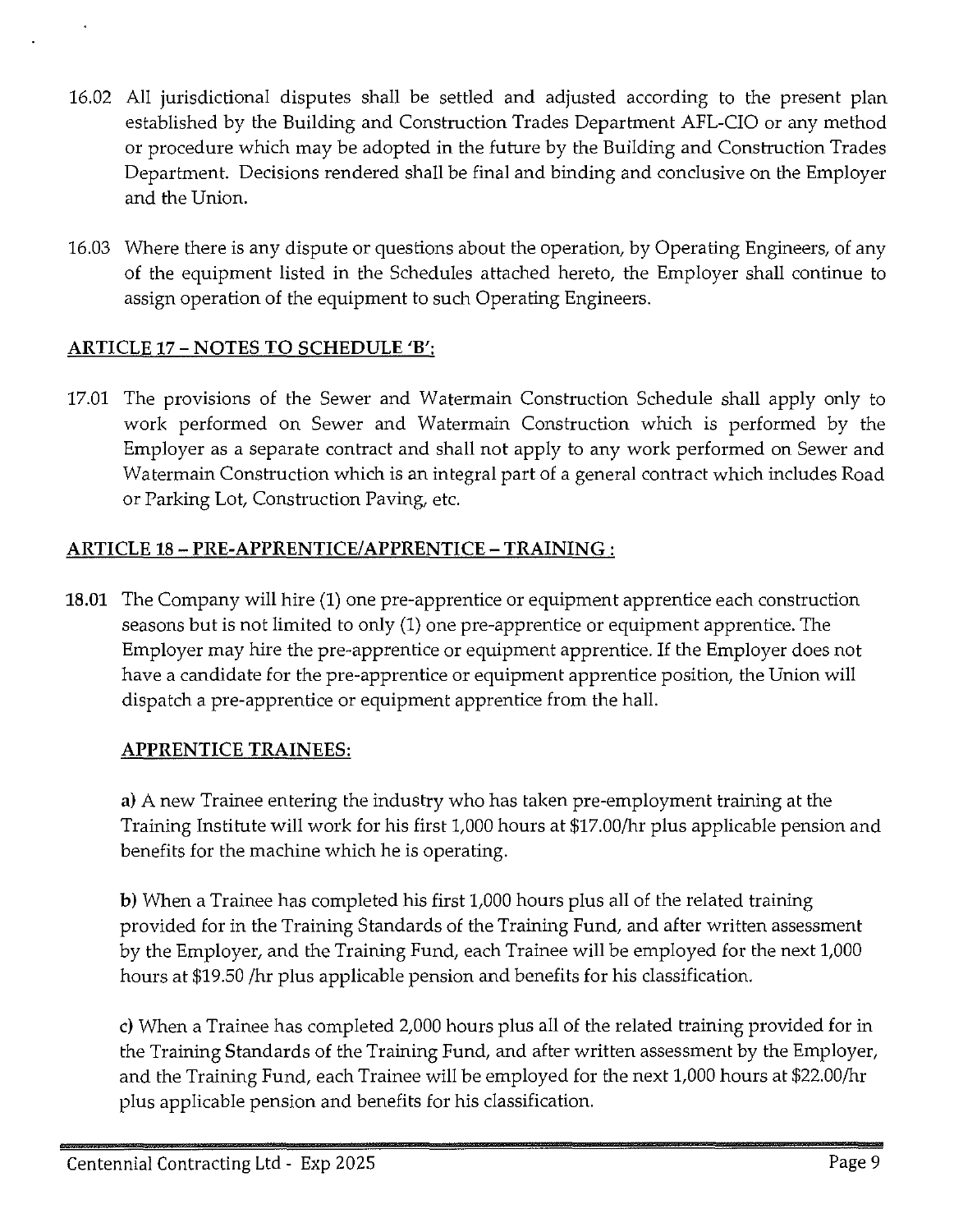16.02 All jurisdictional disputes shall be settled and adjusted according to the present plan established by the Building and Construction Trades Department AFL-CIO or any method or procedure which may be adopted in the future by the Building and Construction Trades Department. Decisions rendered shall be final and binding and conclusive on the Employer and the Union.

16.03 Where there is any dispute or questions about the operation, by Operating Engineers, of any of the equipment listed in the Schedules attached hereto, the Employer shall continue to assign operation of the equipment to such Operating Engineers.

## ARTICLE 17 – NOTES TO SCHEDULE 'B':

17.01 The provisions of the Sewer and Watermain Construction Schedule shall apply only to work performed on Sewer and Watermain Construction which is performed by the Employer as a separate contract and shall not apply to any work performed on Sewer and Watermain Construction which is an integral part of a general contract which includes Road or Parking Lot, Construction Paving, etc.

## ARTICLE 18 – PRE-APPRENTICE/APPRENTICE – TRAINING :

**18.01** The Company will hire (1) one pre-apprentice or equipment apprentice each construction seasons but is not limited to only (1) one pre-apprentice or equipment apprentice. The Employer may hire the pre-apprentice or equipment apprentice. If the Employer does not have a candidate for the pre-apprentice or equipment apprentice position, the Union will dispatch a pre-apprentice or equipment apprentice from the hall.

### APPRENTICE TRAINEES:

**a)** A new Trainee entering the industry who has taken pre-employment training at the Training Institute will work for his first 1,000 hours at $17.00/hr plus applicable pension and benefits for the machine which he is operating.

**b)** When a Trainee has completed his first 1,000 hours plus all of the related training provided for in the Training Standards of the Training Fund, and after written assessment by the Employer, and the Training Fund, each Trainee will be employed for the next 1,000 hours at $19.50 /hr plus applicable pension and benefits for his classification.

**c)** When a Trainee has completed 2,000 hours plus all of the related training provided for in the Training Standards of the Training Fund, and after written assessment by the Employer, and the Training Fund, each Trainee will be employed for the next 1,000 hours at $22.00/hr plus applicable pension and benefits for his classification.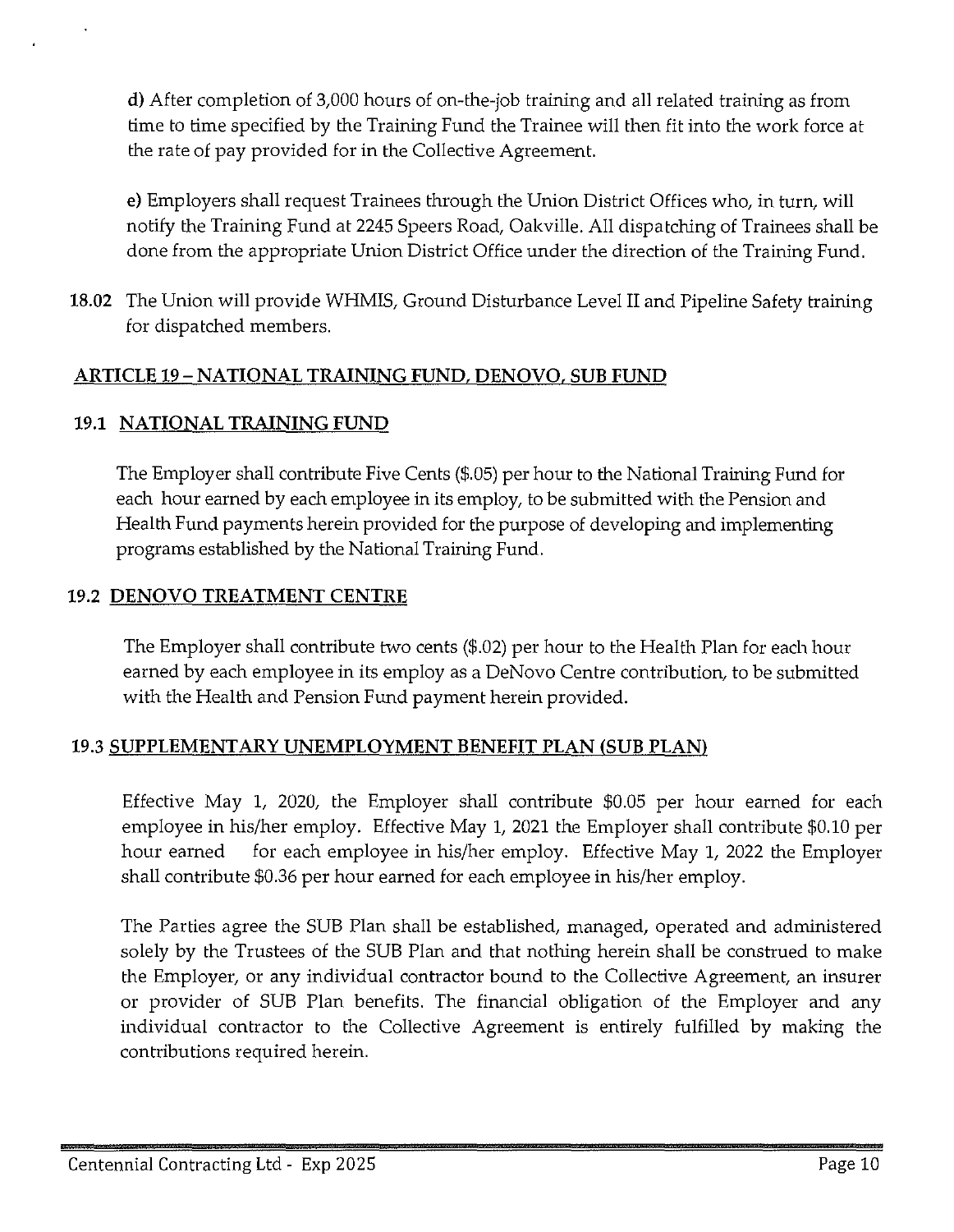**d)** After completion of 3,000 hours of on-the-job training and all related training as from time to time specified by the Training Fund the Trainee will then fit into the work force at the rate of pay provided for in the Collective Agreement.

**e)** Employers shall request Trainees through the Union District Offices who, in turn, will notify the Training Fund at 2245 Speers Road, Oakville. All dispatching of Trainees shall be done from the appropriate Union District Office under the direction of the Training Fund.

**18.02** The Union will provide WHMIS, Ground Disturbance Level II and Pipeline Safety training for dispatched members.

## ARTICLE 19 – NATIONAL TRAINING FUND, DENOVO, SUB FUND

### 19.1 NATIONAL TRAINING FUND

The Employer shall contribute Five Cents ($.05) per hour to the National Training Fund for each hour earned by each employee in its employ, to be submitted with the Pension and Health Fund payments herein provided for the purpose of developing and implementing programs established by the National Training Fund.

### 19.2 DENOVO TREATMENT CENTRE

The Employer shall contribute two cents ($.02) per hour to the Health Plan for each hour earned by each employee in its employ as a DeNovo Centre contribution, to be submitted with the Health and Pension Fund payment herein provided.

### 19.3 SUPPLEMENTARY UNEMPLOYMENT BENEFIT PLAN (SUB PLAN)

Effective May 1, 2020, the Employer shall contribute $0.05 per hour earned for each employee in his/her employ. Effective May 1, 2021 the Employer shall contribute $0.10 per hour earned for each employee in his/her employ. Effective May 1, 2022 the Employer shall contribute $0.36 per hour earned for each employee in his/her employ.

The Parties agree the SUB Plan shall be established, managed, operated and administered solely by the Trustees of the SUB Plan and that nothing herein shall be construed to make the Employer, or any individual contractor bound to the Collective Agreement, an insurer or provider of SUB Plan benefits. The financial obligation of the Employer and any individual contractor to the Collective Agreement is entirely fulfilled by making the contributions required herein.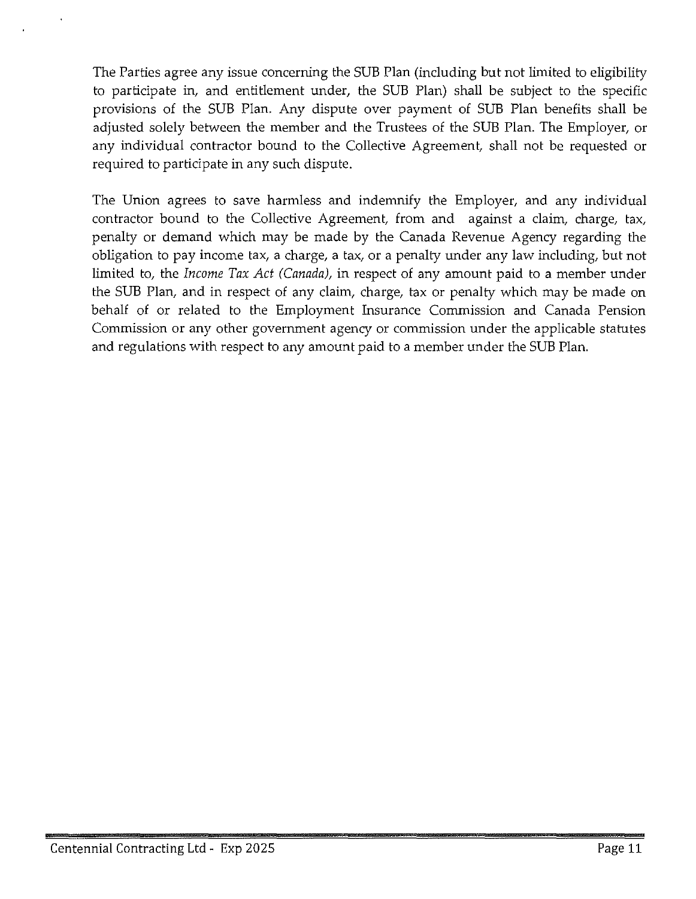The Parties agree any issue concerning the SUB Plan (including but not limited to eligibility to participate in, and entitlement under, the SUB Plan) shall be subject to the specific provisions of the SUB Plan. Any dispute over payment of SUB Plan benefits shall be adjusted solely between the member and the Trustees of the SUB Plan. The Employer, or any individual contractor bound to the Collective Agreement, shall not be requested or required to participate in any such dispute.

The Union agrees to save harmless and indemnify the Employer, and any individual contractor bound to the Collective Agreement, from and against a claim, charge, tax, penalty or demand which may be made by the Canada Revenue Agency regarding the obligation to pay income tax, a charge, a tax, or a penalty under any law including, but not limited to, the *Income Tax Act (Canada)*, in respect of any amount paid to a member under the SUB Plan, and in respect of any claim, charge, tax or penalty which may be made on behalf of or related to the Employment Insurance Commission and Canada Pension Commission or any other government agency or commission under the applicable statutes and regulations with respect to any amount paid to a member under the SUB Plan.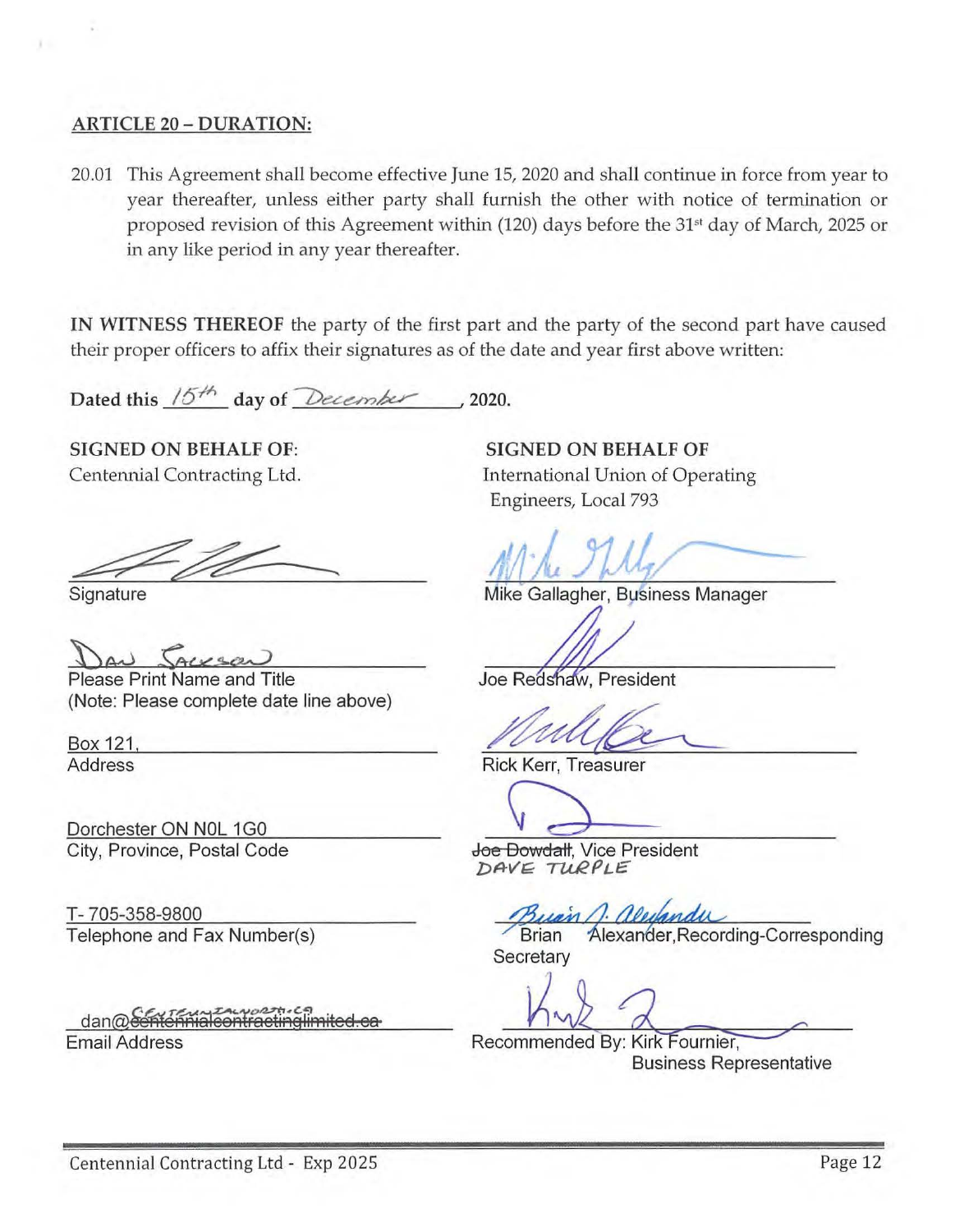**ARTICLE 20 – DURATION:**

20.01 This Agreement shall become effective June 15, 2020 and shall continue in force from year to year thereafter, unless either party shall furnish the other with notice of termination or proposed revision of this Agreement within (120) days before the 31st day of March, 2025 or in any like period in any year thereafter.

**IN WITNESS THEREOF** the party of the first part and the party of the second part have caused their proper officers to affix their signatures as of the date and year first above written:

**Dated this** 15th **day of** December **, 2020.**

**SIGNED ON BEHALF OF:**
Centennial Contracting Ltd.

Signature

Dan Jackson
Please Print Name and Title
(Note: Please complete date line above)

Box 121,
Address

Dorchester ON N0L 1G0
City, Province, Postal Code

T- 705-358-9800
Telephone and Fax Number(s)

dan@~~centennialcontractinglimited.ca~~ centennialnorth.ca
Email Address

**SIGNED ON BEHALF OF**
International Union of Operating Engineers, Local 793

Mike Gallagher, Business Manager

Joe Redshaw, President

Rick Kerr, Treasurer

~~Joe Dowdall~~, Vice President
DAVE TURPLE

Brian Alexander, Recording-Corresponding Secretary

Recommended By: Kirk Fournier, Business Representative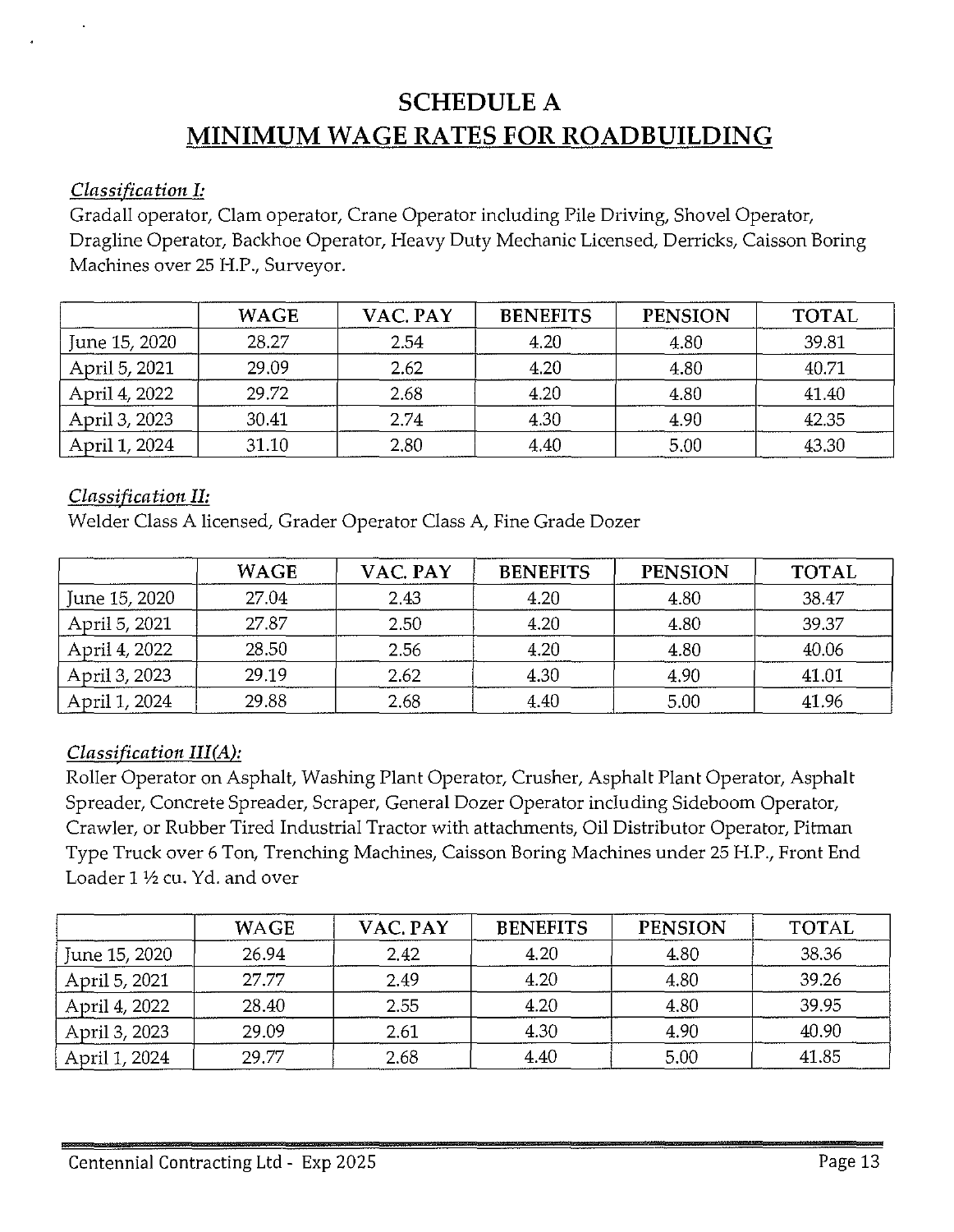# SCHEDULE A
## MINIMUM WAGE RATES FOR ROADBUILDING

*Classification I:*
Gradall operator, Clam operator, Crane Operator including Pile Driving, Shovel Operator, Dragline Operator, Backhoe Operator, Heavy Duty Mechanic Licensed, Derricks, Caisson Boring Machines over 25 H.P., Surveyor.

| | WAGE | VAC. PAY | BENEFITS | PENSION | TOTAL |
|---|---|---|---|---|---|
| June 15, 2020 | 28.27 | 2.54 | 4.20 | 4.80 | 39.81 |
| April 5, 2021 | 29.09 | 2.62 | 4.20 | 4.80 | 40.71 |
| April 4, 2022 | 29.72 | 2.68 | 4.20 | 4.80 | 41.40 |
| April 3, 2023 | 30.41 | 2.74 | 4.30 | 4.90 | 42.35 |
| April 1, 2024 | 31.10 | 2.80 | 4.40 | 5.00 | 43.30 |

*Classification II:*
Welder Class A licensed, Grader Operator Class A, Fine Grade Dozer

| | WAGE | VAC. PAY | BENEFITS | PENSION | TOTAL |
|---|---|---|---|---|---|
| June 15, 2020 | 27.04 | 2.43 | 4.20 | 4.80 | 38.47 |
| April 5, 2021 | 27.87 | 2.50 | 4.20 | 4.80 | 39.37 |
| April 4, 2022 | 28.50 | 2.56 | 4.20 | 4.80 | 40.06 |
| April 3, 2023 | 29.19 | 2.62 | 4.30 | 4.90 | 41.01 |
| April 1, 2024 | 29.88 | 2.68 | 4.40 | 5.00 | 41.96 |

*Classification III(A):*
Roller Operator on Asphalt, Washing Plant Operator, Crusher, Asphalt Plant Operator, Asphalt Spreader, Concrete Spreader, Scraper, General Dozer Operator including Sideboom Operator, Crawler, or Rubber Tired Industrial Tractor with attachments, Oil Distributor Operator, Pitman Type Truck over 6 Ton, Trenching Machines, Caisson Boring Machines under 25 H.P., Front End Loader 1 ½ cu. Yd. and over

| | WAGE | VAC. PAY | BENEFITS | PENSION | TOTAL |
|---|---|---|---|---|---|
| June 15, 2020 | 26.94 | 2.42 | 4.20 | 4.80 | 38.36 |
| April 5, 2021 | 27.77 | 2.49 | 4.20 | 4.80 | 39.26 |
| April 4, 2022 | 28.40 | 2.55 | 4.20 | 4.80 | 39.95 |
| April 3, 2023 | 29.09 | 2.61 | 4.30 | 4.90 | 40.90 |
| April 1, 2024 | 29.77 | 2.68 | 4.40 | 5.00 | 41.85 |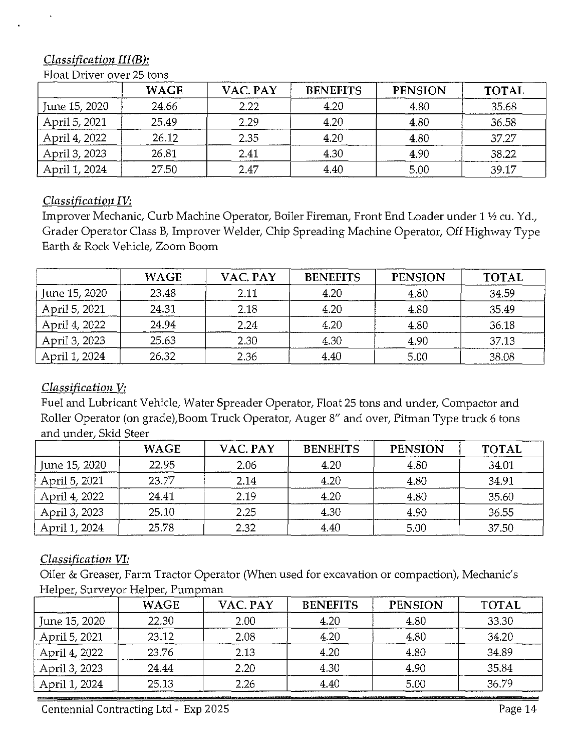*Classification III(B):*

Float Driver over 25 tons

| | WAGE | VAC. PAY | BENEFITS | PENSION | TOTAL |
|---|---|---|---|---|---|
| June 15, 2020 | 24.66 | 2.22 | 4.20 | 4.80 | 35.68 |
| April 5, 2021 | 25.49 | 2.29 | 4.20 | 4.80 | 36.58 |
| April 4, 2022 | 26.12 | 2.35 | 4.20 | 4.80 | 37.27 |
| April 3, 2023 | 26.81 | 2.41 | 4.30 | 4.90 | 38.22 |
| April 1, 2024 | 27.50 | 2.47 | 4.40 | 5.00 | 39.17 |

*Classification IV:*

Improver Mechanic, Curb Machine Operator, Boiler Fireman, Front End Loader under 1 ½ cu. Yd., Grader Operator Class B, Improver Welder, Chip Spreading Machine Operator, Off Highway Type Earth & Rock Vehicle, Zoom Boom

| | WAGE | VAC. PAY | BENEFITS | PENSION | TOTAL |
|---|---|---|---|---|---|
| June 15, 2020 | 23.48 | 2.11 | 4.20 | 4.80 | 34.59 |
| April 5, 2021 | 24.31 | 2.18 | 4.20 | 4.80 | 35.49 |
| April 4, 2022 | 24.94 | 2.24 | 4.20 | 4.80 | 36.18 |
| April 3, 2023 | 25.63 | 2.30 | 4.30 | 4.90 | 37.13 |
| April 1, 2024 | 26.32 | 2.36 | 4.40 | 5.00 | 38.08 |

*Classification V:*

Fuel and Lubricant Vehicle, Water Spreader Operator, Float 25 tons and under, Compactor and Roller Operator (on grade),Boom Truck Operator, Auger 8" and over, Pitman Type truck 6 tons and under, Skid Steer

| | WAGE | VAC. PAY | BENEFITS | PENSION | TOTAL |
|---|---|---|---|---|---|
| June 15, 2020 | 22.95 | 2.06 | 4.20 | 4.80 | 34.01 |
| April 5, 2021 | 23.77 | 2.14 | 4.20 | 4.80 | 34.91 |
| April 4, 2022 | 24.41 | 2.19 | 4.20 | 4.80 | 35.60 |
| April 3, 2023 | 25.10 | 2.25 | 4.30 | 4.90 | 36.55 |
| April 1, 2024 | 25.78 | 2.32 | 4.40 | 5.00 | 37.50 |

*Classification VI:*

Oiler & Greaser, Farm Tractor Operator (When used for excavation or compaction), Mechanic's Helper, Surveyor Helper, Pumpman

| | WAGE | VAC. PAY | BENEFITS | PENSION | TOTAL |
|---|---|---|---|---|---|
| June 15, 2020 | 22.30 | 2.00 | 4.20 | 4.80 | 33.30 |
| April 5, 2021 | 23.12 | 2.08 | 4.20 | 4.80 | 34.20 |
| April 4, 2022 | 23.76 | 2.13 | 4.20 | 4.80 | 34.89 |
| April 3, 2023 | 24.44 | 2.20 | 4.30 | 4.90 | 35.84 |
| April 1, 2024 | 25.13 | 2.26 | 4.40 | 5.00 | 36.79 |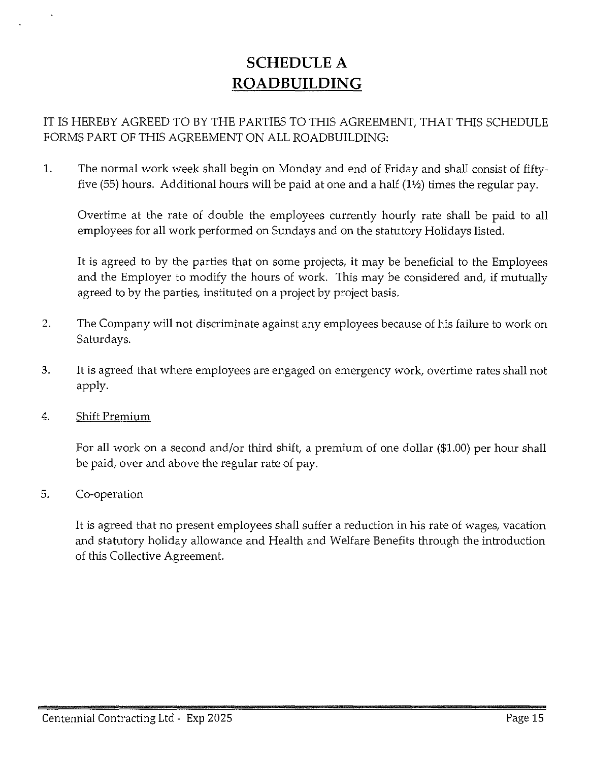# SCHEDULE A
## ROADBUILDING

IT IS HEREBY AGREED TO BY THE PARTIES TO THIS AGREEMENT, THAT THIS SCHEDULE FORMS PART OF THIS AGREEMENT ON ALL ROADBUILDING:

1. The normal work week shall begin on Monday and end of Friday and shall consist of fifty-five (55) hours. Additional hours will be paid at one and a half (1½) times the regular pay.

   Overtime at the rate of double the employees currently hourly rate shall be paid to all employees for all work performed on Sundays and on the statutory Holidays listed.

   It is agreed to by the parties that on some projects, it may be beneficial to the Employees and the Employer to modify the hours of work. This may be considered and, if mutually agreed to by the parties, instituted on a project by project basis.

2. The Company will not discriminate against any employees because of his failure to work on Saturdays.

3. It is agreed that where employees are engaged on emergency work, overtime rates shall not apply.

4. Shift Premium

   For all work on a second and/or third shift, a premium of one dollar ($1.00) per hour shall be paid, over and above the regular rate of pay.

5. Co-operation

   It is agreed that no present employees shall suffer a reduction in his rate of wages, vacation and statutory holiday allowance and Health and Welfare Benefits through the introduction of this Collective Agreement.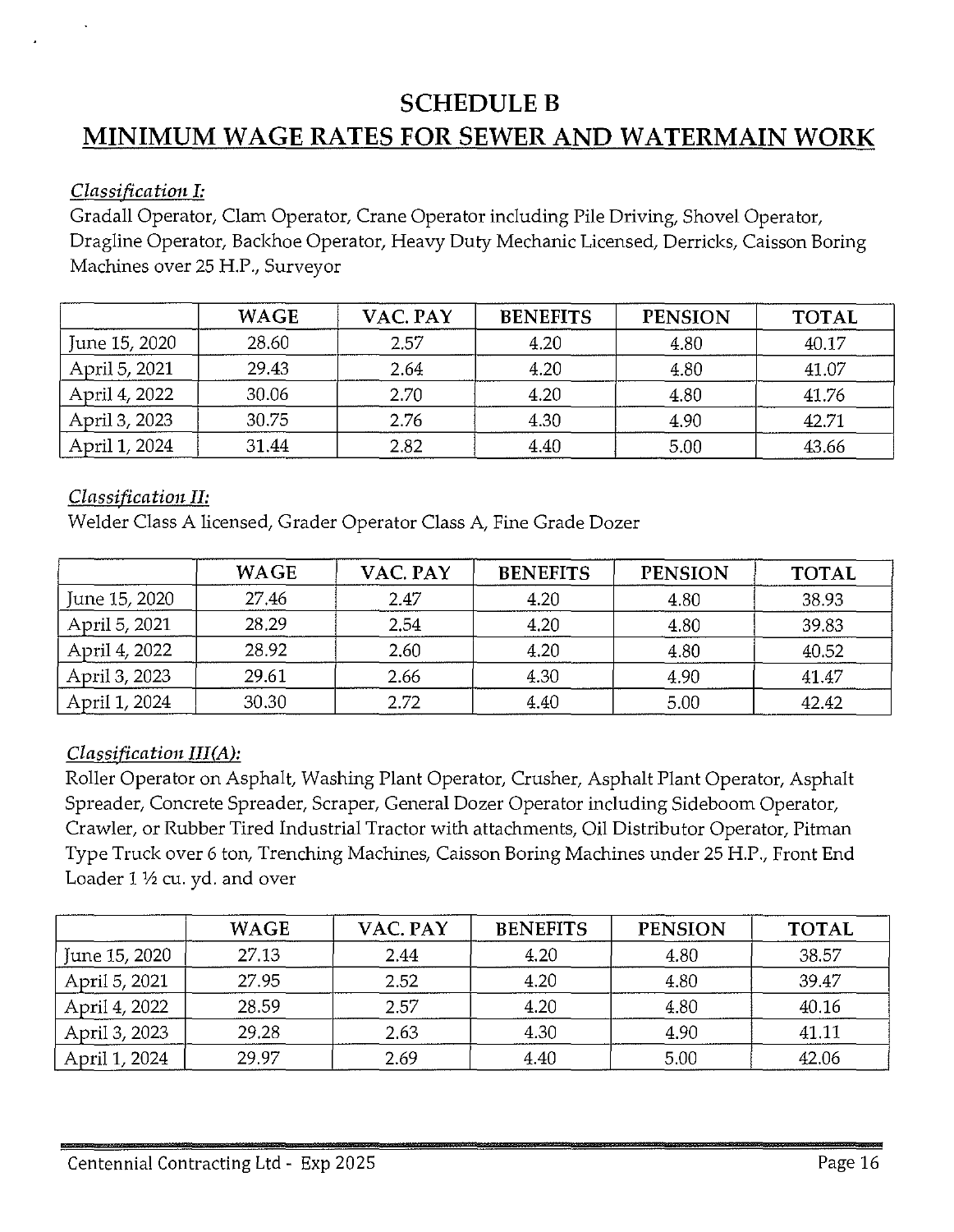# SCHEDULE B

## MINIMUM WAGE RATES FOR SEWER AND WATERMAIN WORK

*Classification I:*

Gradall Operator, Clam Operator, Crane Operator including Pile Driving, Shovel Operator, Dragline Operator, Backhoe Operator, Heavy Duty Mechanic Licensed, Derricks, Caisson Boring Machines over 25 H.P., Surveyor

| | WAGE | VAC. PAY | BENEFITS | PENSION | TOTAL |
|---|---|---|---|---|---|
| June 15, 2020 | 28.60 | 2.57 | 4.20 | 4.80 | 40.17 |
| April 5, 2021 | 29.43 | 2.64 | 4.20 | 4.80 | 41.07 |
| April 4, 2022 | 30.06 | 2.70 | 4.20 | 4.80 | 41.76 |
| April 3, 2023 | 30.75 | 2.76 | 4.30 | 4.90 | 42.71 |
| April 1, 2024 | 31.44 | 2.82 | 4.40 | 5.00 | 43.66 |

*Classification II:*

Welder Class A licensed, Grader Operator Class A, Fine Grade Dozer

| | WAGE | VAC. PAY | BENEFITS | PENSION | TOTAL |
|---|---|---|---|---|---|
| June 15, 2020 | 27.46 | 2.47 | 4.20 | 4.80 | 38.93 |
| April 5, 2021 | 28.29 | 2.54 | 4.20 | 4.80 | 39.83 |
| April 4, 2022 | 28.92 | 2.60 | 4.20 | 4.80 | 40.52 |
| April 3, 2023 | 29.61 | 2.66 | 4.30 | 4.90 | 41.47 |
| April 1, 2024 | 30.30 | 2.72 | 4.40 | 5.00 | 42.42 |

*Classification III(A):*

Roller Operator on Asphalt, Washing Plant Operator, Crusher, Asphalt Plant Operator, Asphalt Spreader, Concrete Spreader, Scraper, General Dozer Operator including Sideboom Operator, Crawler, or Rubber Tired Industrial Tractor with attachments, Oil Distributor Operator, Pitman Type Truck over 6 ton, Trenching Machines, Caisson Boring Machines under 25 H.P., Front End Loader 1 ½ cu. yd. and over

| | WAGE | VAC. PAY | BENEFITS | PENSION | TOTAL |
|---|---|---|---|---|---|
| June 15, 2020 | 27.13 | 2.44 | 4.20 | 4.80 | 38.57 |
| April 5, 2021 | 27.95 | 2.52 | 4.20 | 4.80 | 39.47 |
| April 4, 2022 | 28.59 | 2.57 | 4.20 | 4.80 | 40.16 |
| April 3, 2023 | 29.28 | 2.63 | 4.30 | 4.90 | 41.11 |
| April 1, 2024 | 29.97 | 2.69 | 4.40 | 5.00 | 42.06 |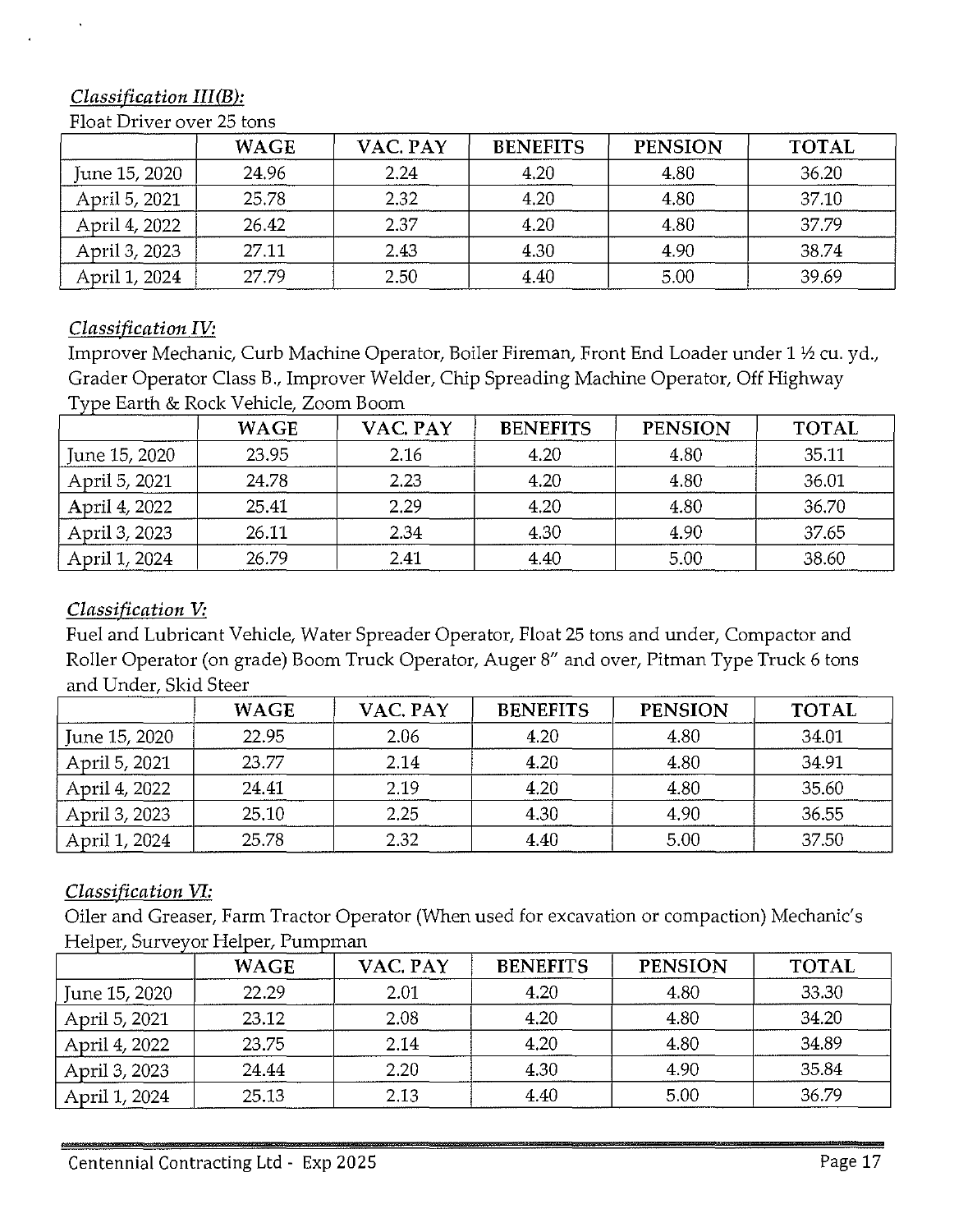*Classification III(B):*

Float Driver over 25 tons

| | WAGE | VAC. PAY | BENEFITS | PENSION | TOTAL |
|---|---|---|---|---|---|
| June 15, 2020 | 24.96 | 2.24 | 4.20 | 4.80 | 36.20 |
| April 5, 2021 | 25.78 | 2.32 | 4.20 | 4.80 | 37.10 |
| April 4, 2022 | 26.42 | 2.37 | 4.20 | 4.80 | 37.79 |
| April 3, 2023 | 27.11 | 2.43 | 4.30 | 4.90 | 38.74 |
| April 1, 2024 | 27.79 | 2.50 | 4.40 | 5.00 | 39.69 |

*Classification IV:*

Improver Mechanic, Curb Machine Operator, Boiler Fireman, Front End Loader under 1 ½ cu. yd., Grader Operator Class B., Improver Welder, Chip Spreading Machine Operator, Off Highway Type Earth & Rock Vehicle, Zoom Boom

| | WAGE | VAC. PAY | BENEFITS | PENSION | TOTAL |
|---|---|---|---|---|---|
| June 15, 2020 | 23.95 | 2.16 | 4.20 | 4.80 | 35.11 |
| April 5, 2021 | 24.78 | 2.23 | 4.20 | 4.80 | 36.01 |
| April 4, 2022 | 25.41 | 2.29 | 4.20 | 4.80 | 36.70 |
| April 3, 2023 | 26.11 | 2.34 | 4.30 | 4.90 | 37.65 |
| April 1, 2024 | 26.79 | 2.41 | 4.40 | 5.00 | 38.60 |

*Classification V:*

Fuel and Lubricant Vehicle, Water Spreader Operator, Float 25 tons and under, Compactor and Roller Operator (on grade) Boom Truck Operator, Auger 8" and over, Pitman Type Truck 6 tons and Under, Skid Steer

| | WAGE | VAC. PAY | BENEFITS | PENSION | TOTAL |
|---|---|---|---|---|---|
| June 15, 2020 | 22.95 | 2.06 | 4.20 | 4.80 | 34.01 |
| April 5, 2021 | 23.77 | 2.14 | 4.20 | 4.80 | 34.91 |
| April 4, 2022 | 24.41 | 2.19 | 4.20 | 4.80 | 35.60 |
| April 3, 2023 | 25.10 | 2.25 | 4.30 | 4.90 | 36.55 |
| April 1, 2024 | 25.78 | 2.32 | 4.40 | 5.00 | 37.50 |

*Classification VI:*

Oiler and Greaser, Farm Tractor Operator (When used for excavation or compaction) Mechanic's Helper, Surveyor Helper, Pumpman

| | WAGE | VAC. PAY | BENEFITS | PENSION | TOTAL |
|---|---|---|---|---|---|
| June 15, 2020 | 22.29 | 2.01 | 4.20 | 4.80 | 33.30 |
| April 5, 2021 | 23.12 | 2.08 | 4.20 | 4.80 | 34.20 |
| April 4, 2022 | 23.75 | 2.14 | 4.20 | 4.80 | 34.89 |
| April 3, 2023 | 24.44 | 2.20 | 4.30 | 4.90 | 35.84 |
| April 1, 2024 | 25.13 | 2.13 | 4.40 | 5.00 | 36.79 |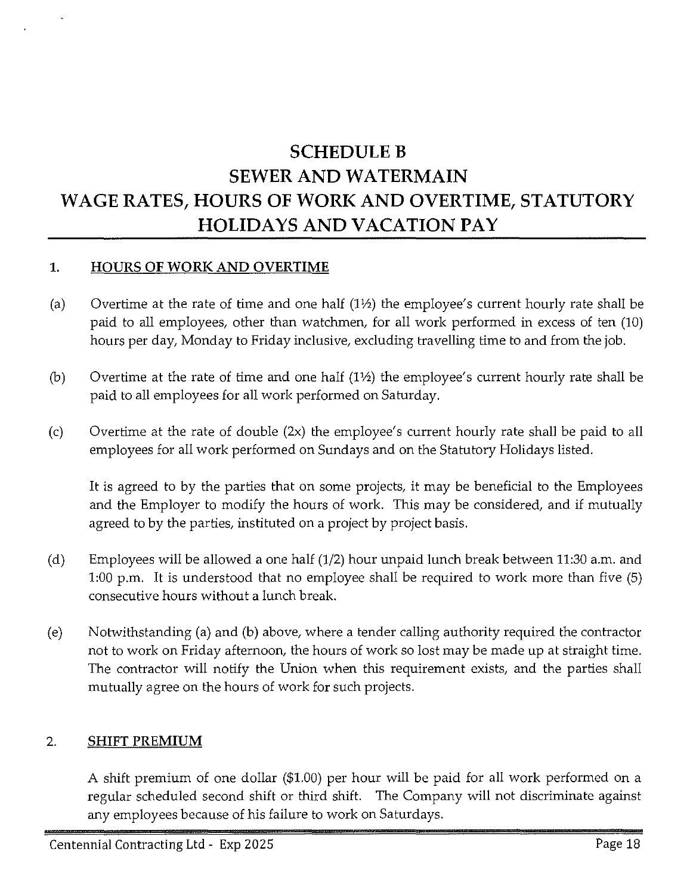# SCHEDULE B
# SEWER AND WATERMAIN
# WAGE RATES, HOURS OF WORK AND OVERTIME, STATUTORY HOLIDAYS AND VACATION PAY

## 1. HOURS OF WORK AND OVERTIME

(a) Overtime at the rate of time and one half (1½) the employee's current hourly rate shall be paid to all employees, other than watchmen, for all work performed in excess of ten (10) hours per day, Monday to Friday inclusive, excluding travelling time to and from the job.

(b) Overtime at the rate of time and one half (1½) the employee's current hourly rate shall be paid to all employees for all work performed on Saturday.

(c) Overtime at the rate of double (2x) the employee's current hourly rate shall be paid to all employees for all work performed on Sundays and on the Statutory Holidays listed.

It is agreed to by the parties that on some projects, it may be beneficial to the Employees and the Employer to modify the hours of work. This may be considered, and if mutually agreed to by the parties, instituted on a project by project basis.

(d) Employees will be allowed a one half (1/2) hour unpaid lunch break between 11:30 a.m. and 1:00 p.m. It is understood that no employee shall be required to work more than five (5) consecutive hours without a lunch break.

(e) Notwithstanding (a) and (b) above, where a tender calling authority required the contractor not to work on Friday afternoon, the hours of work so lost may be made up at straight time. The contractor will notify the Union when this requirement exists, and the parties shall mutually agree on the hours of work for such projects.

## 2. SHIFT PREMIUM

A shift premium of one dollar ($1.00) per hour will be paid for all work performed on a regular scheduled second shift or third shift. The Company will not discriminate against any employees because of his failure to work on Saturdays.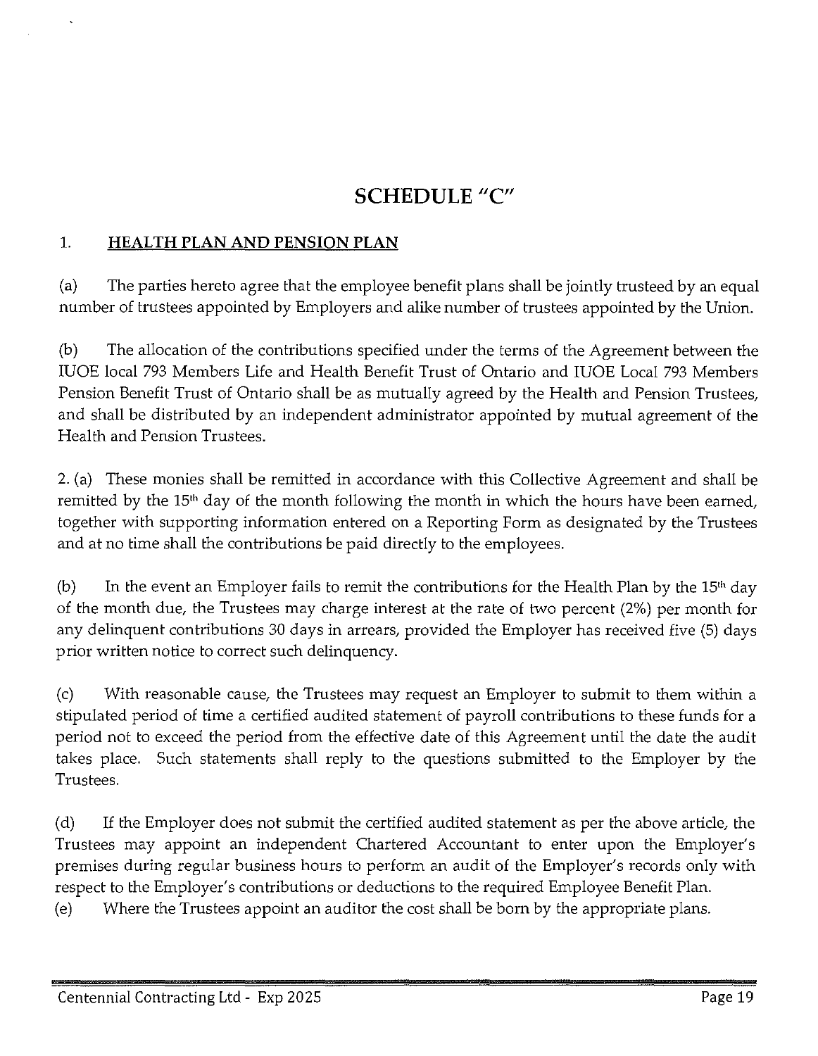# SCHEDULE "C"

## 1. HEALTH PLAN AND PENSION PLAN

(a) The parties hereto agree that the employee benefit plans shall be jointly trusteed by an equal number of trustees appointed by Employers and alike number of trustees appointed by the Union.

(b) The allocation of the contributions specified under the terms of the Agreement between the IUOE local 793 Members Life and Health Benefit Trust of Ontario and IUOE Local 793 Members Pension Benefit Trust of Ontario shall be as mutually agreed by the Health and Pension Trustees, and shall be distributed by an independent administrator appointed by mutual agreement of the Health and Pension Trustees.

2. (a) These monies shall be remitted in accordance with this Collective Agreement and shall be remitted by the 15th day of the month following the month in which the hours have been earned, together with supporting information entered on a Reporting Form as designated by the Trustees and at no time shall the contributions be paid directly to the employees.

(b) In the event an Employer fails to remit the contributions for the Health Plan by the 15th day of the month due, the Trustees may charge interest at the rate of two percent (2%) per month for any delinquent contributions 30 days in arrears, provided the Employer has received five (5) days prior written notice to correct such delinquency.

(c) With reasonable cause, the Trustees may request an Employer to submit to them within a stipulated period of time a certified audited statement of payroll contributions to these funds for a period not to exceed the period from the effective date of this Agreement until the date the audit takes place. Such statements shall reply to the questions submitted to the Employer by the Trustees.

(d) If the Employer does not submit the certified audited statement as per the above article, the Trustees may appoint an independent Chartered Accountant to enter upon the Employer's premises during regular business hours to perform an audit of the Employer's records only with respect to the Employer's contributions or deductions to the required Employee Benefit Plan.

(e) Where the Trustees appoint an auditor the cost shall be born by the appropriate plans.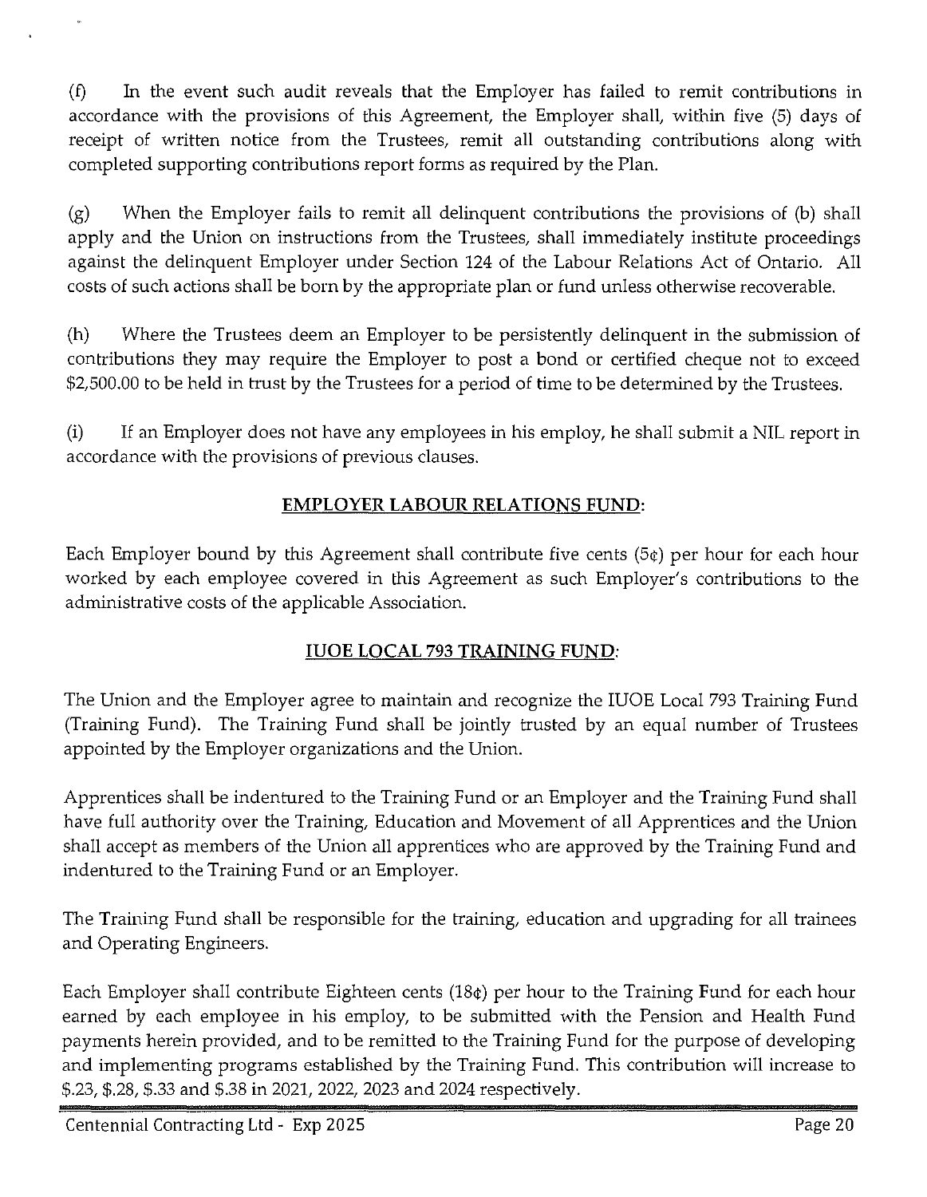(f) In the event such audit reveals that the Employer has failed to remit contributions in accordance with the provisions of this Agreement, the Employer shall, within five (5) days of receipt of written notice from the Trustees, remit all outstanding contributions along with completed supporting contributions report forms as required by the Plan.

(g) When the Employer fails to remit all delinquent contributions the provisions of (b) shall apply and the Union on instructions from the Trustees, shall immediately institute proceedings against the delinquent Employer under Section 124 of the Labour Relations Act of Ontario. All costs of such actions shall be born by the appropriate plan or fund unless otherwise recoverable.

(h) Where the Trustees deem an Employer to be persistently delinquent in the submission of contributions they may require the Employer to post a bond or certified cheque not to exceed $2,500.00 to be held in trust by the Trustees for a period of time to be determined by the Trustees.

(i) If an Employer does not have any employees in his employ, he shall submit a NIL report in accordance with the provisions of previous clauses.

## EMPLOYER LABOUR RELATIONS FUND:

Each Employer bound by this Agreement shall contribute five cents (5¢) per hour for each hour worked by each employee covered in this Agreement as such Employer's contributions to the administrative costs of the applicable Association.

## IUOE LOCAL 793 TRAINING FUND:

The Union and the Employer agree to maintain and recognize the IUOE Local 793 Training Fund (Training Fund). The Training Fund shall be jointly trusted by an equal number of Trustees appointed by the Employer organizations and the Union.

Apprentices shall be indentured to the Training Fund or an Employer and the Training Fund shall have full authority over the Training, Education and Movement of all Apprentices and the Union shall accept as members of the Union all apprentices who are approved by the Training Fund and indentured to the Training Fund or an Employer.

The Training Fund shall be responsible for the training, education and upgrading for all trainees and Operating Engineers.

Each Employer shall contribute Eighteen cents (18¢) per hour to the Training Fund for each hour earned by each employee in his employ, to be submitted with the Pension and Health Fund payments herein provided, and to be remitted to the Training Fund for the purpose of developing and implementing programs established by the Training Fund. This contribution will increase to $.23, $.28, $.33 and $.38 in 2021, 2022, 2023 and 2024 respectively.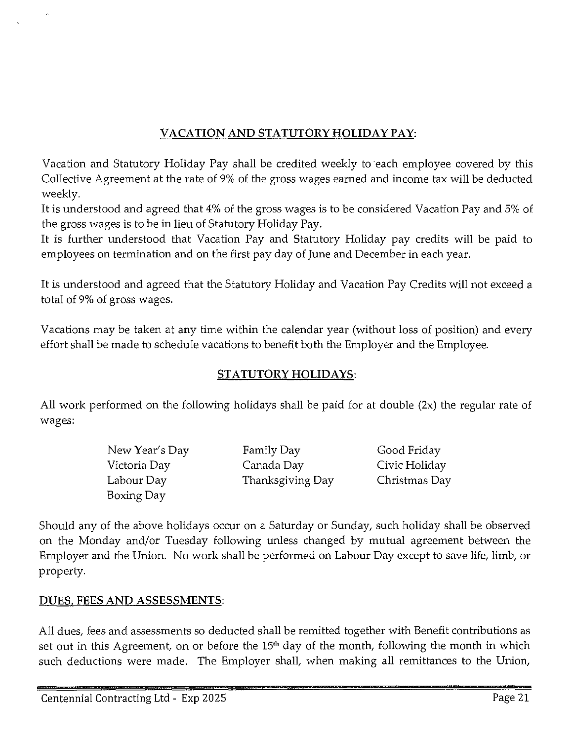## VACATION AND STATUTORY HOLIDAY PAY:

Vacation and Statutory Holiday Pay shall be credited weekly to each employee covered by this Collective Agreement at the rate of 9% of the gross wages earned and income tax will be deducted weekly.

It is understood and agreed that 4% of the gross wages is to be considered Vacation Pay and 5% of the gross wages is to be in lieu of Statutory Holiday Pay.

It is further understood that Vacation Pay and Statutory Holiday pay credits will be paid to employees on termination and on the first pay day of June and December in each year.

It is understood and agreed that the Statutory Holiday and Vacation Pay Credits will not exceed a total of 9% of gross wages.

Vacations may be taken at any time within the calendar year (without loss of position) and every effort shall be made to schedule vacations to benefit both the Employer and the Employee.

## STATUTORY HOLIDAYS:

All work performed on the following holidays shall be paid for at double (2x) the regular rate of wages:

| | | |
|---|---|---|
| New Year's Day | Family Day | Good Friday |
| Victoria Day | Canada Day | Civic Holiday |
| Labour Day | Thanksgiving Day | Christmas Day |
| Boxing Day | | |

Should any of the above holidays occur on a Saturday or Sunday, such holiday shall be observed on the Monday and/or Tuesday following unless changed by mutual agreement between the Employer and the Union. No work shall be performed on Labour Day except to save life, limb, or property.

## DUES, FEES AND ASSESSMENTS:

All dues, fees and assessments so deducted shall be remitted together with Benefit contributions as set out in this Agreement, on or before the 15th day of the month, following the month in which such deductions were made. The Employer shall, when making all remittances to the Union,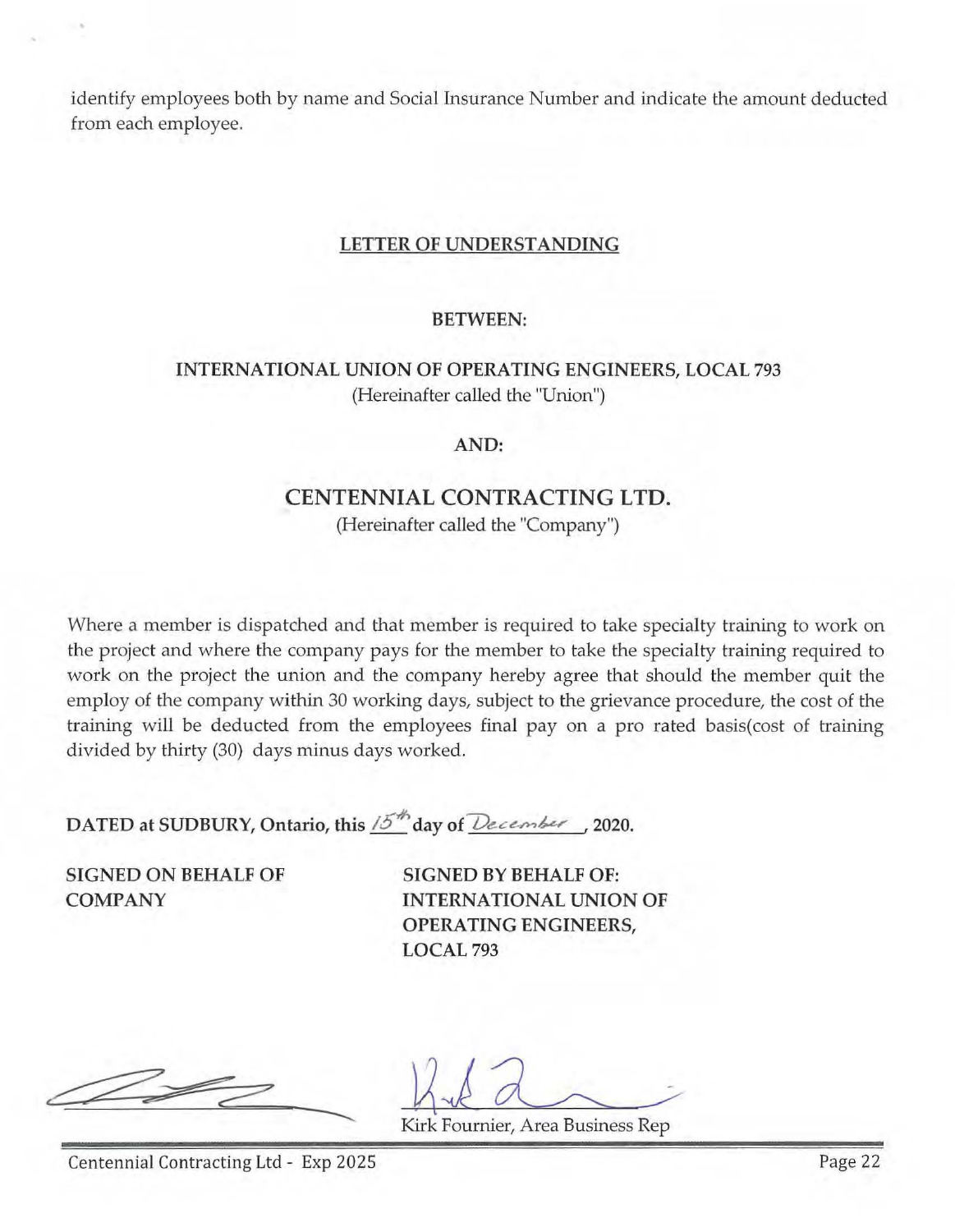identify employees both by name and Social Insurance Number and indicate the amount deducted from each employee.

## LETTER OF UNDERSTANDING

**BETWEEN:**

**INTERNATIONAL UNION OF OPERATING ENGINEERS, LOCAL 793**
(Hereinafter called the "Union")

**AND:**

**CENTENNIAL CONTRACTING LTD.**
(Hereinafter called the "Company")

Where a member is dispatched and that member is required to take specialty training to work on the project and where the company pays for the member to take the specialty training required to work on the project the union and the company hereby agree that should the member quit the employ of the company within 30 working days, subject to the grievance procedure, the cost of the training will be deducted from the employees final pay on a pro rated basis(cost of training divided by thirty (30) days minus days worked.

**DATED at SUDBURY, Ontario, this 15th day of December, 2020.**

**SIGNED ON BEHALF OF COMPANY**

**SIGNED BY BEHALF OF: INTERNATIONAL UNION OF OPERATING ENGINEERS, LOCAL 793**

Kirk Fournier, Area Business Rep